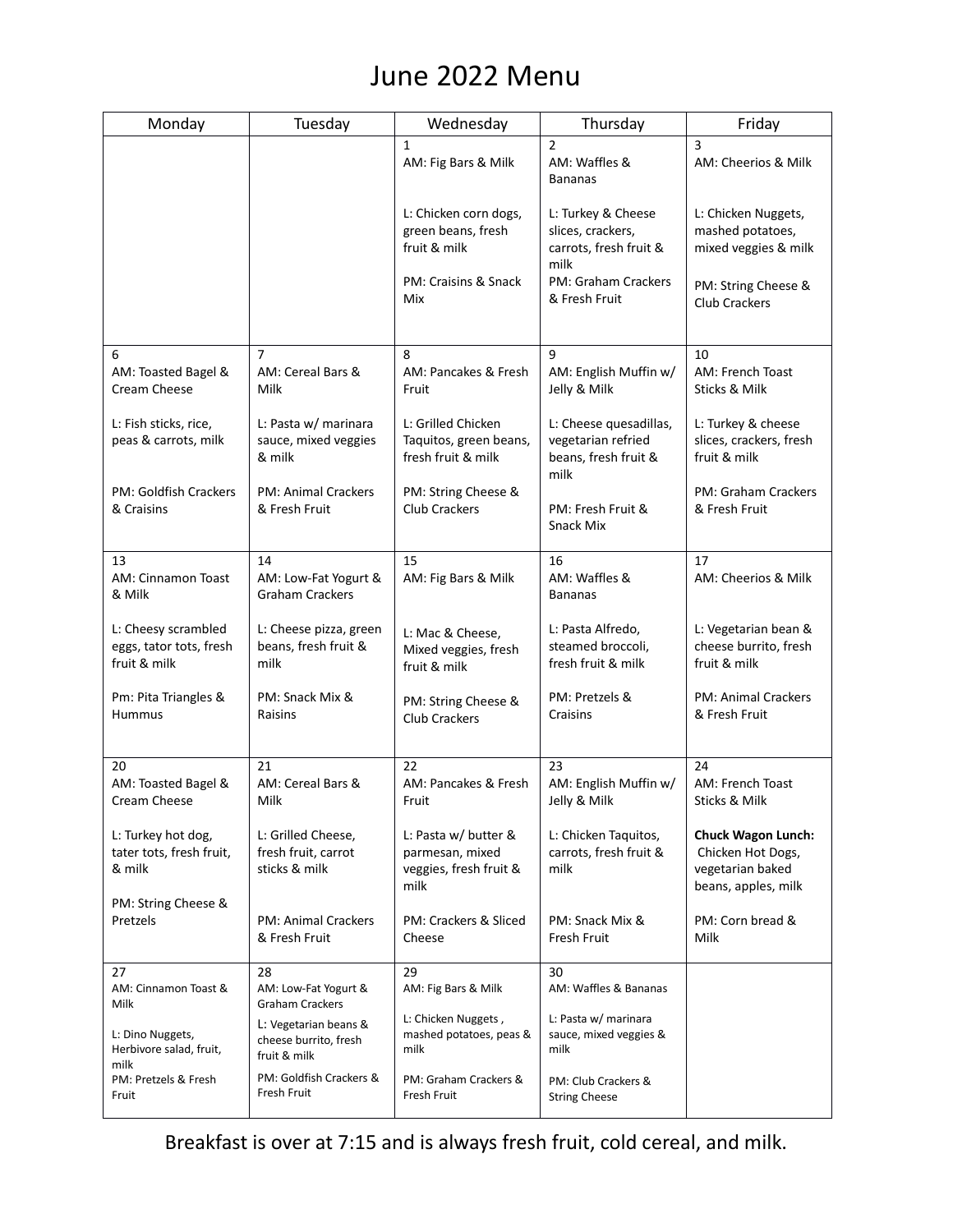# June 2022 Menu

| Monday | Tuesday | Wednesday | Thursday | Friday |
|---|---|---|---|---|
| | | 1<br>AM: Fig Bars & Milk<br><br>L: Chicken corn dogs, green beans, fresh fruit & milk<br><br>PM: Craisins & Snack Mix | 2<br>AM: Waffles & Bananas<br><br>L: Turkey & Cheese slices, crackers, carrots, fresh fruit & milk<br><br>PM: Graham Crackers & Fresh Fruit | 3<br>AM: Cheerios & Milk<br><br>L: Chicken Nuggets, mashed potatoes, mixed veggies & milk<br><br>PM: String Cheese & Club Crackers |
| 6<br>AM: Toasted Bagel & Cream Cheese<br><br>L: Fish sticks, rice, peas & carrots, milk<br><br>PM: Goldfish Crackers & Craisins | 7<br>AM: Cereal Bars & Milk<br><br>L: Pasta w/ marinara sauce, mixed veggies & milk<br><br>PM: Animal Crackers & Fresh Fruit | 8<br>AM: Pancakes & Fresh Fruit<br><br>L: Grilled Chicken Taquitos, green beans, fresh fruit & milk<br><br>PM: String Cheese & Club Crackers | 9<br>AM: English Muffin w/ Jelly & Milk<br><br>L: Cheese quesadillas, vegetarian refried beans, fresh fruit & milk<br><br>PM: Fresh Fruit & Snack Mix | 10<br>AM: French Toast Sticks & Milk<br><br>L: Turkey & cheese slices, crackers, fresh fruit & milk<br><br>PM: Graham Crackers & Fresh Fruit |
| 13<br>AM: Cinnamon Toast & Milk<br><br>L: Cheesy scrambled eggs, tator tots, fresh fruit & milk<br><br>Pm: Pita Triangles & Hummus | 14<br>AM: Low-Fat Yogurt & Graham Crackers<br><br>L: Cheese pizza, green beans, fresh fruit & milk<br><br>PM: Snack Mix & Raisins | 15<br>AM: Fig Bars & Milk<br><br>L: Mac & Cheese, Mixed veggies, fresh fruit & milk<br><br>PM: String Cheese & Club Crackers | 16<br>AM: Waffles & Bananas<br><br>L: Pasta Alfredo, steamed broccoli, fresh fruit & milk<br><br>PM: Pretzels & Craisins | 17<br>AM: Cheerios & Milk<br><br>L: Vegetarian bean & cheese burrito, fresh fruit & milk<br><br>PM: Animal Crackers & Fresh Fruit |
| 20<br>AM: Toasted Bagel & Cream Cheese<br><br>L: Turkey hot dog, tater tots, fresh fruit, & milk<br><br>PM: String Cheese & Pretzels | 21<br>AM: Cereal Bars & Milk<br><br>L: Grilled Cheese, fresh fruit, carrot sticks & milk<br><br>PM: Animal Crackers & Fresh Fruit | 22<br>AM: Pancakes & Fresh Fruit<br><br>L: Pasta w/ butter & parmesan, mixed veggies, fresh fruit & milk<br><br>PM: Crackers & Sliced Cheese | 23<br>AM: English Muffin w/ Jelly & Milk<br><br>L: Chicken Taquitos, carrots, fresh fruit & milk<br><br>PM: Snack Mix & Fresh Fruit | 24<br>AM: French Toast Sticks & Milk<br><br>**Chuck Wagon Lunch:** Chicken Hot Dogs, vegetarian baked beans, apples, milk<br><br>PM: Corn bread & Milk |
| 27<br>AM: Cinnamon Toast & Milk<br><br>L: Dino Nuggets, Herbivore salad, fruit, milk<br><br>PM: Pretzels & Fresh Fruit | 28<br>AM: Low-Fat Yogurt & Graham Crackers<br><br>L: Vegetarian beans & cheese burrito, fresh fruit & milk<br><br>PM: Goldfish Crackers & Fresh Fruit | 29<br>AM: Fig Bars & Milk<br><br>L: Chicken Nuggets , mashed potatoes, peas & milk<br><br>PM: Graham Crackers & Fresh Fruit | 30<br>AM: Waffles & Bananas<br><br>L: Pasta w/ marinara sauce, mixed veggies & milk<br><br>PM: Club Crackers & String Cheese | |

Breakfast is over at 7:15 and is always fresh fruit, cold cereal, and milk.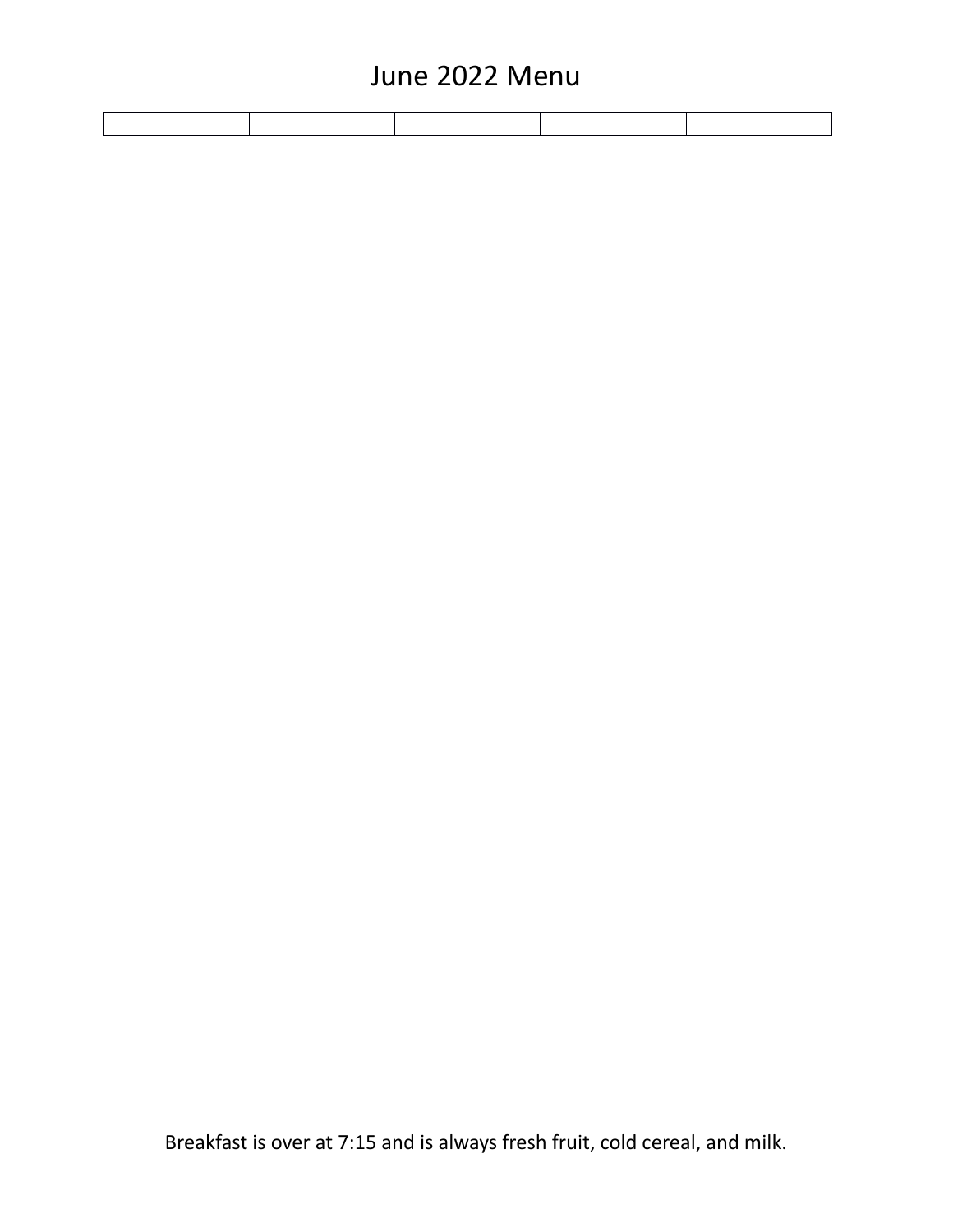# June 2022 Menu

| | | | | |
|---|---|---|---|---|
| | | | | |

Breakfast is over at 7:15 and is always fresh fruit, cold cereal, and milk.